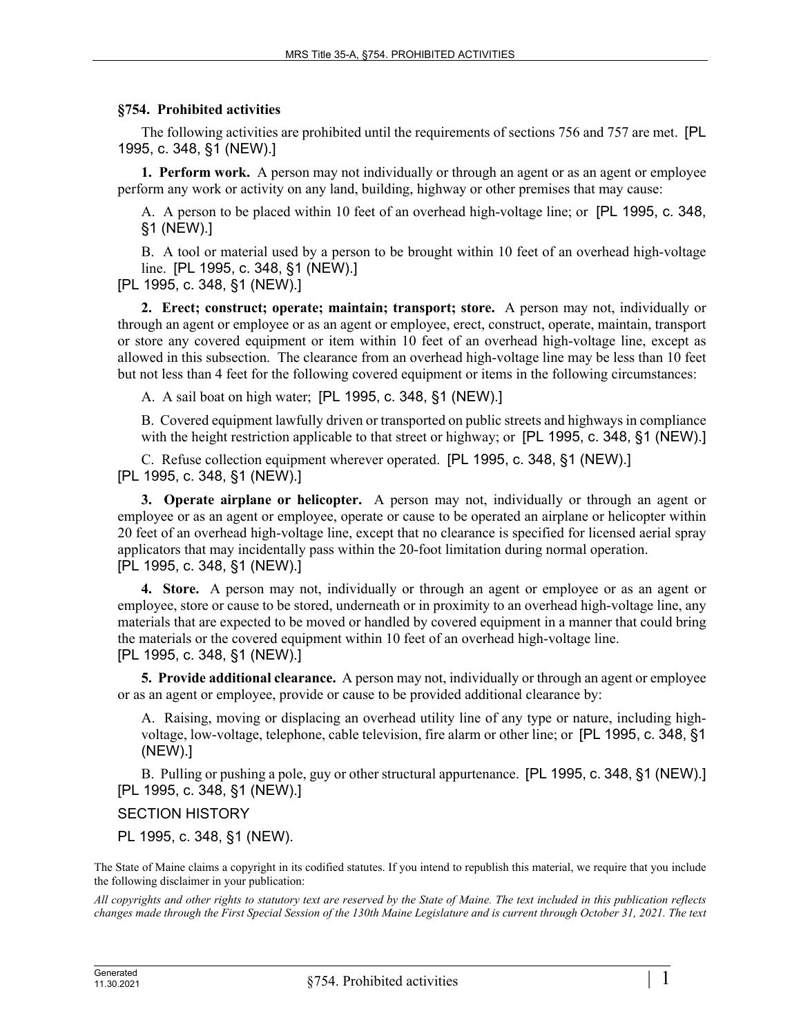## §754. Prohibited activities

The following activities are prohibited until the requirements of sections 756 and 757 are met. [PL 1995, c. 348, §1 (NEW).]

**1. Perform work.** A person may not individually or through an agent or as an agent or employee perform any work or activity on any land, building, highway or other premises that may cause:

A. A person to be placed within 10 feet of an overhead high-voltage line; or [PL 1995, c. 348, §1 (NEW).]

B. A tool or material used by a person to be brought within 10 feet of an overhead high-voltage line. [PL 1995, c. 348, §1 (NEW).]

[PL 1995, c. 348, §1 (NEW).]

**2. Erect; construct; operate; maintain; transport; store.** A person may not, individually or through an agent or employee or as an agent or employee, erect, construct, operate, maintain, transport or store any covered equipment or item within 10 feet of an overhead high-voltage line, except as allowed in this subsection. The clearance from an overhead high-voltage line may be less than 10 feet but not less than 4 feet for the following covered equipment or items in the following circumstances:

A. A sail boat on high water; [PL 1995, c. 348, §1 (NEW).]

B. Covered equipment lawfully driven or transported on public streets and highways in compliance with the height restriction applicable to that street or highway; or [PL 1995, c. 348, §1 (NEW).]

C. Refuse collection equipment wherever operated. [PL 1995, c. 348, §1 (NEW).]

[PL 1995, c. 348, §1 (NEW).]

**3. Operate airplane or helicopter.** A person may not, individually or through an agent or employee or as an agent or employee, operate or cause to be operated an airplane or helicopter within 20 feet of an overhead high-voltage line, except that no clearance is specified for licensed aerial spray applicators that may incidentally pass within the 20-foot limitation during normal operation.
[PL 1995, c. 348, §1 (NEW).]

**4. Store.** A person may not, individually or through an agent or employee or as an agent or employee, store or cause to be stored, underneath or in proximity to an overhead high-voltage line, any materials that are expected to be moved or handled by covered equipment in a manner that could bring the materials or the covered equipment within 10 feet of an overhead high-voltage line.
[PL 1995, c. 348, §1 (NEW).]

**5. Provide additional clearance.** A person may not, individually or through an agent or employee or as an agent or employee, provide or cause to be provided additional clearance by:

A. Raising, moving or displacing an overhead utility line of any type or nature, including high-voltage, low-voltage, telephone, cable television, fire alarm or other line; or [PL 1995, c. 348, §1 (NEW).]

B. Pulling or pushing a pole, guy or other structural appurtenance. [PL 1995, c. 348, §1 (NEW).]

[PL 1995, c. 348, §1 (NEW).]

SECTION HISTORY

PL 1995, c. 348, §1 (NEW).

The State of Maine claims a copyright in its codified statutes. If you intend to republish this material, we require that you include the following disclaimer in your publication:

*All copyrights and other rights to statutory text are reserved by the State of Maine. The text included in this publication reflects changes made through the First Special Session of the 130th Maine Legislature and is current through October 31, 2021. The text*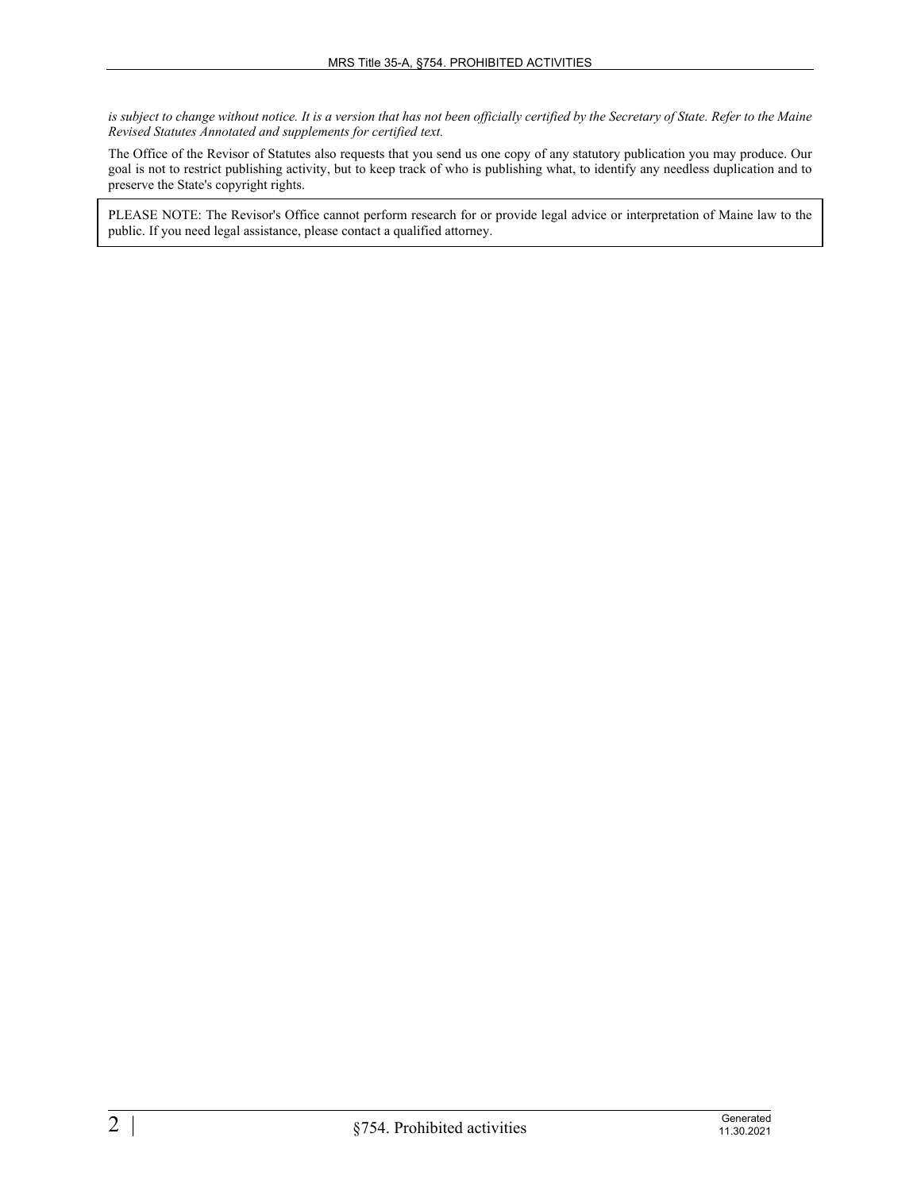*is subject to change without notice. It is a version that has not been officially certified by the Secretary of State. Refer to the Maine Revised Statutes Annotated and supplements for certified text.*

The Office of the Revisor of Statutes also requests that you send us one copy of any statutory publication you may produce. Our goal is not to restrict publishing activity, but to keep track of who is publishing what, to identify any needless duplication and to preserve the State's copyright rights.

PLEASE NOTE: The Revisor's Office cannot perform research for or provide legal advice or interpretation of Maine law to the public. If you need legal assistance, please contact a qualified attorney.